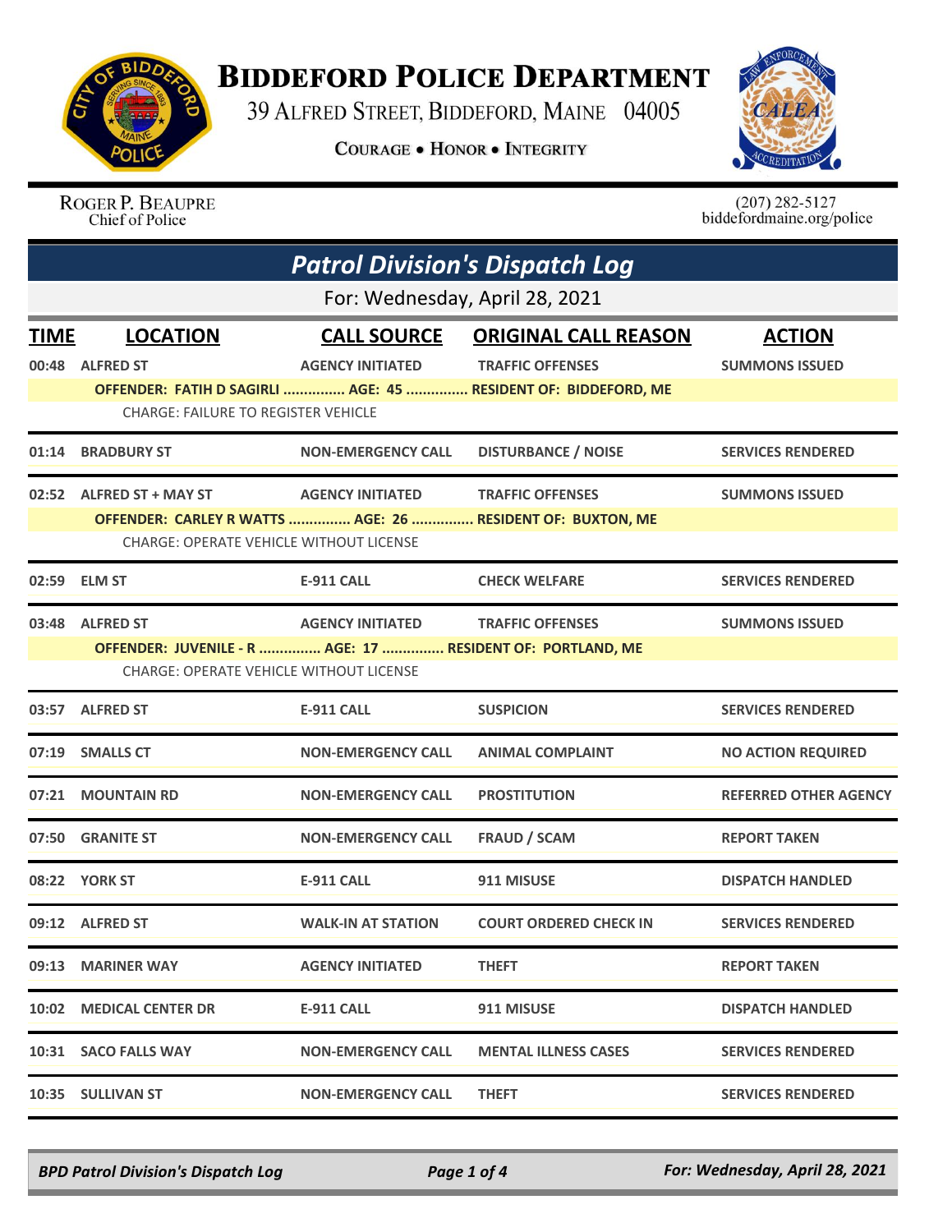# Biddeford Police Department

39 Alfred Street, Biddeford, Maine 04005

**Courage • Honor • Integrity**

Roger P. Beaupre
Chief of Police

(207) 282-5127
biddefordmaine.org/police

## Patrol Division's Dispatch Log

For: Wednesday, April 28, 2021

| TIME | LOCATION | CALL SOURCE | ORIGINAL CALL REASON | ACTION |
|---|---|---|---|---|
| 00:48 | ALFRED ST | AGENCY INITIATED | TRAFFIC OFFENSES | SUMMONS ISSUED |
| | OFFENDER: FATIH D SAGIRLI ............... AGE: 45 ............... RESIDENT OF: BIDDEFORD, ME | | | |
| | CHARGE: FAILURE TO REGISTER VEHICLE | | | |
| 01:14 | BRADBURY ST | NON-EMERGENCY CALL | DISTURBANCE / NOISE | SERVICES RENDERED |
| 02:52 | ALFRED ST + MAY ST | AGENCY INITIATED | TRAFFIC OFFENSES | SUMMONS ISSUED |
| | OFFENDER: CARLEY R WATTS ............... AGE: 26 ............... RESIDENT OF: BUXTON, ME | | | |
| | CHARGE: OPERATE VEHICLE WITHOUT LICENSE | | | |
| 02:59 | ELM ST | E-911 CALL | CHECK WELFARE | SERVICES RENDERED |
| 03:48 | ALFRED ST | AGENCY INITIATED | TRAFFIC OFFENSES | SUMMONS ISSUED |
| | OFFENDER: JUVENILE - R ............... AGE: 17 ............... RESIDENT OF: PORTLAND, ME | | | |
| | CHARGE: OPERATE VEHICLE WITHOUT LICENSE | | | |
| 03:57 | ALFRED ST | E-911 CALL | SUSPICION | SERVICES RENDERED |
| 07:19 | SMALLS CT | NON-EMERGENCY CALL | ANIMAL COMPLAINT | NO ACTION REQUIRED |
| 07:21 | MOUNTAIN RD | NON-EMERGENCY CALL | PROSTITUTION | REFERRED OTHER AGENCY |
| 07:50 | GRANITE ST | NON-EMERGENCY CALL | FRAUD / SCAM | REPORT TAKEN |
| 08:22 | YORK ST | E-911 CALL | 911 MISUSE | DISPATCH HANDLED |
| 09:12 | ALFRED ST | WALK-IN AT STATION | COURT ORDERED CHECK IN | SERVICES RENDERED |
| 09:13 | MARINER WAY | AGENCY INITIATED | THEFT | REPORT TAKEN |
| 10:02 | MEDICAL CENTER DR | E-911 CALL | 911 MISUSE | DISPATCH HANDLED |
| 10:31 | SACO FALLS WAY | NON-EMERGENCY CALL | MENTAL ILLNESS CASES | SERVICES RENDERED |
| 10:35 | SULLIVAN ST | NON-EMERGENCY CALL | THEFT | SERVICES RENDERED |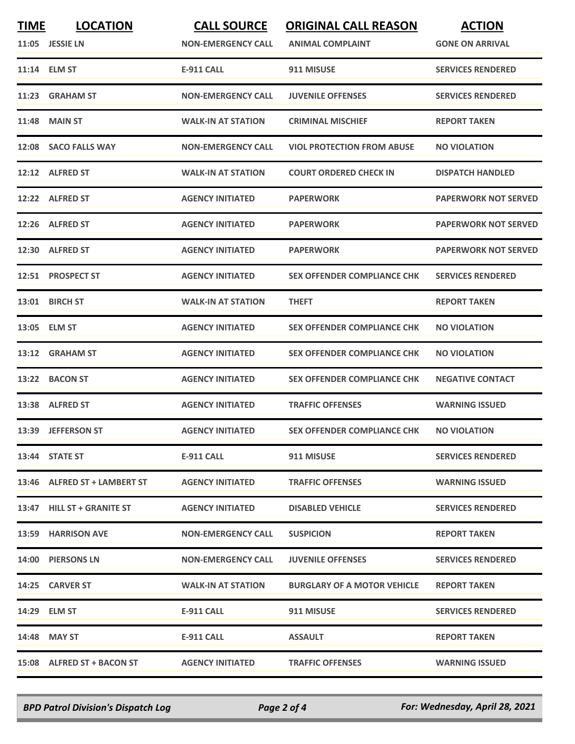| TIME | LOCATION | CALL SOURCE | ORIGINAL CALL REASON | ACTION |
|---|---|---|---|---|
| 11:05 | JESSIE LN | NON-EMERGENCY CALL | ANIMAL COMPLAINT | GONE ON ARRIVAL |
| 11:14 | ELM ST | E-911 CALL | 911 MISUSE | SERVICES RENDERED |
| 11:23 | GRAHAM ST | NON-EMERGENCY CALL | JUVENILE OFFENSES | SERVICES RENDERED |
| 11:48 | MAIN ST | WALK-IN AT STATION | CRIMINAL MISCHIEF | REPORT TAKEN |
| 12:08 | SACO FALLS WAY | NON-EMERGENCY CALL | VIOL PROTECTION FROM ABUSE | NO VIOLATION |
| 12:12 | ALFRED ST | WALK-IN AT STATION | COURT ORDERED CHECK IN | DISPATCH HANDLED |
| 12:22 | ALFRED ST | AGENCY INITIATED | PAPERWORK | PAPERWORK NOT SERVED |
| 12:26 | ALFRED ST | AGENCY INITIATED | PAPERWORK | PAPERWORK NOT SERVED |
| 12:30 | ALFRED ST | AGENCY INITIATED | PAPERWORK | PAPERWORK NOT SERVED |
| 12:51 | PROSPECT ST | AGENCY INITIATED | SEX OFFENDER COMPLIANCE CHK | SERVICES RENDERED |
| 13:01 | BIRCH ST | WALK-IN AT STATION | THEFT | REPORT TAKEN |
| 13:05 | ELM ST | AGENCY INITIATED | SEX OFFENDER COMPLIANCE CHK | NO VIOLATION |
| 13:12 | GRAHAM ST | AGENCY INITIATED | SEX OFFENDER COMPLIANCE CHK | NO VIOLATION |
| 13:22 | BACON ST | AGENCY INITIATED | SEX OFFENDER COMPLIANCE CHK | NEGATIVE CONTACT |
| 13:38 | ALFRED ST | AGENCY INITIATED | TRAFFIC OFFENSES | WARNING ISSUED |
| 13:39 | JEFFERSON ST | AGENCY INITIATED | SEX OFFENDER COMPLIANCE CHK | NO VIOLATION |
| 13:44 | STATE ST | E-911 CALL | 911 MISUSE | SERVICES RENDERED |
| 13:46 | ALFRED ST + LAMBERT ST | AGENCY INITIATED | TRAFFIC OFFENSES | WARNING ISSUED |
| 13:47 | HILL ST + GRANITE ST | AGENCY INITIATED | DISABLED VEHICLE | SERVICES RENDERED |
| 13:59 | HARRISON AVE | NON-EMERGENCY CALL | SUSPICION | REPORT TAKEN |
| 14:00 | PIERSONS LN | NON-EMERGENCY CALL | JUVENILE OFFENSES | SERVICES RENDERED |
| 14:25 | CARVER ST | WALK-IN AT STATION | BURGLARY OF A MOTOR VEHICLE | REPORT TAKEN |
| 14:29 | ELM ST | E-911 CALL | 911 MISUSE | SERVICES RENDERED |
| 14:48 | MAY ST | E-911 CALL | ASSAULT | REPORT TAKEN |
| 15:08 | ALFRED ST + BACON ST | AGENCY INITIATED | TRAFFIC OFFENSES | WARNING ISSUED |

*BPD Patrol Division's Dispatch Log* — *For: Wednesday, April 28, 2021*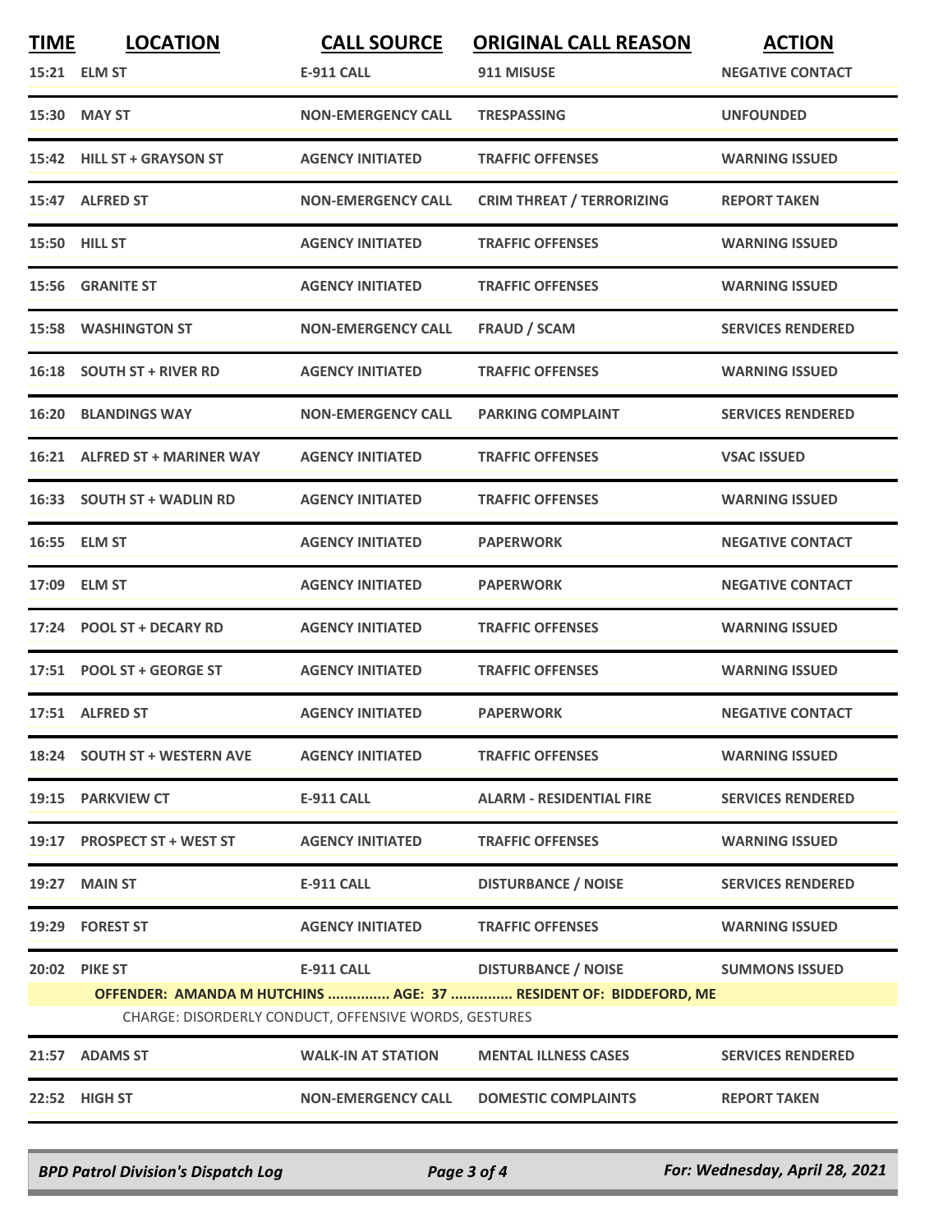| TIME | LOCATION | CALL SOURCE | ORIGINAL CALL REASON | ACTION |
|---|---|---|---|---|
| 15:21 | ELM ST | E-911 CALL | 911 MISUSE | NEGATIVE CONTACT |
| 15:30 | MAY ST | NON-EMERGENCY CALL | TRESPASSING | UNFOUNDED |
| 15:42 | HILL ST + GRAYSON ST | AGENCY INITIATED | TRAFFIC OFFENSES | WARNING ISSUED |
| 15:47 | ALFRED ST | NON-EMERGENCY CALL | CRIM THREAT / TERRORIZING | REPORT TAKEN |
| 15:50 | HILL ST | AGENCY INITIATED | TRAFFIC OFFENSES | WARNING ISSUED |
| 15:56 | GRANITE ST | AGENCY INITIATED | TRAFFIC OFFENSES | WARNING ISSUED |
| 15:58 | WASHINGTON ST | NON-EMERGENCY CALL | FRAUD / SCAM | SERVICES RENDERED |
| 16:18 | SOUTH ST + RIVER RD | AGENCY INITIATED | TRAFFIC OFFENSES | WARNING ISSUED |
| 16:20 | BLANDINGS WAY | NON-EMERGENCY CALL | PARKING COMPLAINT | SERVICES RENDERED |
| 16:21 | ALFRED ST + MARINER WAY | AGENCY INITIATED | TRAFFIC OFFENSES | VSAC ISSUED |
| 16:33 | SOUTH ST + WADLIN RD | AGENCY INITIATED | TRAFFIC OFFENSES | WARNING ISSUED |
| 16:55 | ELM ST | AGENCY INITIATED | PAPERWORK | NEGATIVE CONTACT |
| 17:09 | ELM ST | AGENCY INITIATED | PAPERWORK | NEGATIVE CONTACT |
| 17:24 | POOL ST + DECARY RD | AGENCY INITIATED | TRAFFIC OFFENSES | WARNING ISSUED |
| 17:51 | POOL ST + GEORGE ST | AGENCY INITIATED | TRAFFIC OFFENSES | WARNING ISSUED |
| 17:51 | ALFRED ST | AGENCY INITIATED | PAPERWORK | NEGATIVE CONTACT |
| 18:24 | SOUTH ST + WESTERN AVE | AGENCY INITIATED | TRAFFIC OFFENSES | WARNING ISSUED |
| 19:15 | PARKVIEW CT | E-911 CALL | ALARM - RESIDENTIAL FIRE | SERVICES RENDERED |
| 19:17 | PROSPECT ST + WEST ST | AGENCY INITIATED | TRAFFIC OFFENSES | WARNING ISSUED |
| 19:27 | MAIN ST | E-911 CALL | DISTURBANCE / NOISE | SERVICES RENDERED |
| 19:29 | FOREST ST | AGENCY INITIATED | TRAFFIC OFFENSES | WARNING ISSUED |
| 20:02 | PIKE ST | E-911 CALL | DISTURBANCE / NOISE | SUMMONS ISSUED |
| | OFFENDER: AMANDA M HUTCHINS ............... AGE: 37 ............... RESIDENT OF: BIDDEFORD, ME | | | |
| | CHARGE: DISORDERLY CONDUCT, OFFENSIVE WORDS, GESTURES | | | |
| 21:57 | ADAMS ST | WALK-IN AT STATION | MENTAL ILLNESS CASES | SERVICES RENDERED |
| 22:52 | HIGH ST | NON-EMERGENCY CALL | DOMESTIC COMPLAINTS | REPORT TAKEN |

*BPD Patrol Division's Dispatch Log* — *For: Wednesday, April 28, 2021*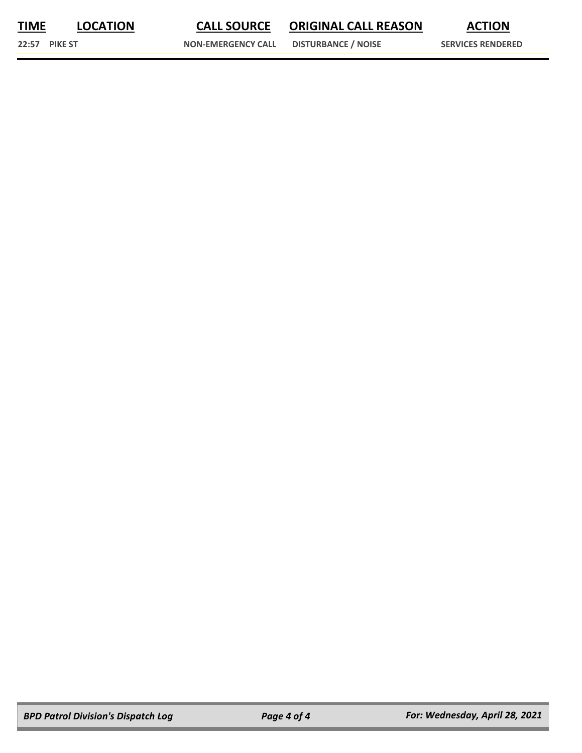| TIME | LOCATION | CALL SOURCE | ORIGINAL CALL REASON | ACTION |
| --- | --- | --- | --- | --- |
| 22:57 | PIKE ST | NON-EMERGENCY CALL | DISTURBANCE / NOISE | SERVICES RENDERED |